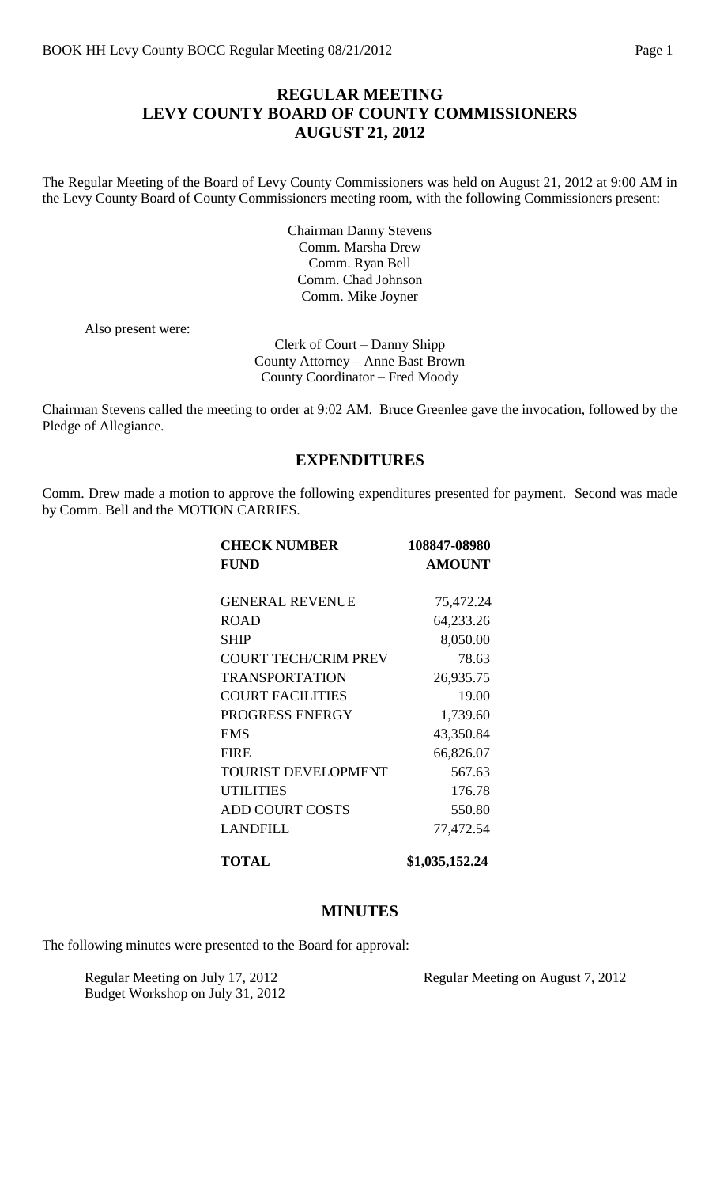# REGULAR MEETING
# LEVY COUNTY BOARD OF COUNTY COMMISSIONERS
# AUGUST 21, 2012

The Regular Meeting of the Board of Levy County Commissioners was held on August 21, 2012 at 9:00 AM in the Levy County Board of County Commissioners meeting room, with the following Commissioners present:

Chairman Danny Stevens
Comm. Marsha Drew
Comm. Ryan Bell
Comm. Chad Johnson
Comm. Mike Joyner

Also present were:

Clerk of Court – Danny Shipp
County Attorney – Anne Bast Brown
County Coordinator – Fred Moody

Chairman Stevens called the meeting to order at 9:02 AM. Bruce Greenlee gave the invocation, followed by the Pledge of Allegiance.

## EXPENDITURES

Comm. Drew made a motion to approve the following expenditures presented for payment. Second was made by Comm. Bell and the MOTION CARRIES.

| CHECK NUMBER | 108847-08980 |
|---|---|
| **FUND** | **AMOUNT** |
| GENERAL REVENUE | 75,472.24 |
| ROAD | 64,233.26 |
| SHIP | 8,050.00 |
| COURT TECH/CRIM PREV | 78.63 |
| TRANSPORTATION | 26,935.75 |
| COURT FACILITIES | 19.00 |
| PROGRESS ENERGY | 1,739.60 |
| EMS | 43,350.84 |
| FIRE | 66,826.07 |
| TOURIST DEVELOPMENT | 567.63 |
| UTILITIES | 176.78 |
| ADD COURT COSTS | 550.80 |
| LANDFILL | 77,472.54 |
| **TOTAL** | **$1,035,152.24** |

## MINUTES

The following minutes were presented to the Board for approval:

Regular Meeting on July 17, 2012
Budget Workshop on July 31, 2012
Regular Meeting on August 7, 2012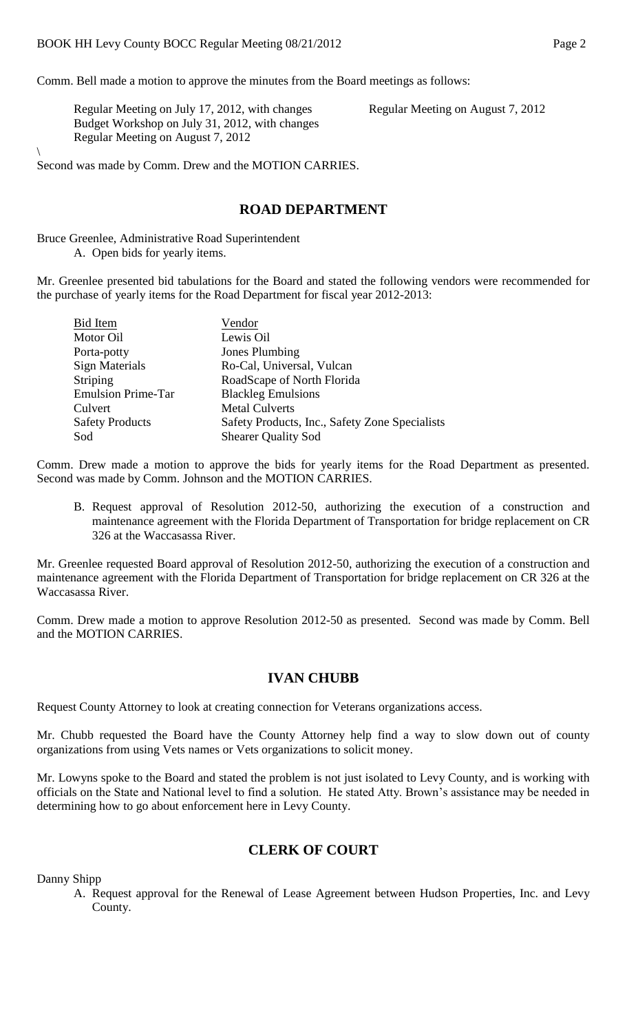Comm. Bell made a motion to approve the minutes from the Board meetings as follows:

Regular Meeting on July 17, 2012, with changes Regular Meeting on August 7, 2012
Budget Workshop on July 31, 2012, with changes
Regular Meeting on August 7, 2012

\

Second was made by Comm. Drew and the MOTION CARRIES.

## ROAD DEPARTMENT

Bruce Greenlee, Administrative Road Superintendent

A. Open bids for yearly items.

Mr. Greenlee presented bid tabulations for the Board and stated the following vendors were recommended for the purchase of yearly items for the Road Department for fiscal year 2012-2013:

| Bid Item | Vendor |
|---|---|
| Motor Oil | Lewis Oil |
| Porta-potty | Jones Plumbing |
| Sign Materials | Ro-Cal, Universal, Vulcan |
| Striping | RoadScape of North Florida |
| Emulsion Prime-Tar | Blackleg Emulsions |
| Culvert | Metal Culverts |
| Safety Products | Safety Products, Inc., Safety Zone Specialists |
| Sod | Shearer Quality Sod |

Comm. Drew made a motion to approve the bids for yearly items for the Road Department as presented. Second was made by Comm. Johnson and the MOTION CARRIES.

B. Request approval of Resolution 2012-50, authorizing the execution of a construction and maintenance agreement with the Florida Department of Transportation for bridge replacement on CR 326 at the Waccasassa River.

Mr. Greenlee requested Board approval of Resolution 2012-50, authorizing the execution of a construction and maintenance agreement with the Florida Department of Transportation for bridge replacement on CR 326 at the Waccasassa River.

Comm. Drew made a motion to approve Resolution 2012-50 as presented. Second was made by Comm. Bell and the MOTION CARRIES.

## IVAN CHUBB

Request County Attorney to look at creating connection for Veterans organizations access.

Mr. Chubb requested the Board have the County Attorney help find a way to slow down out of county organizations from using Vets names or Vets organizations to solicit money.

Mr. Lowyns spoke to the Board and stated the problem is not just isolated to Levy County, and is working with officials on the State and National level to find a solution. He stated Atty. Brown's assistance may be needed in determining how to go about enforcement here in Levy County.

## CLERK OF COURT

Danny Shipp

A. Request approval for the Renewal of Lease Agreement between Hudson Properties, Inc. and Levy County.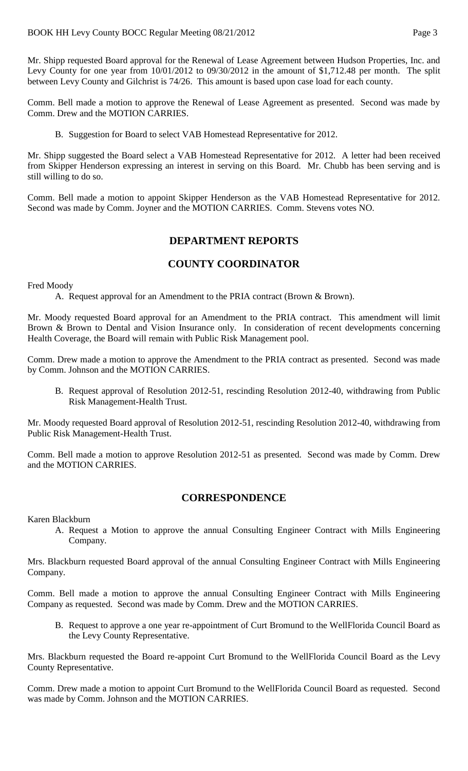Mr. Shipp requested Board approval for the Renewal of Lease Agreement between Hudson Properties, Inc. and Levy County for one year from 10/01/2012 to 09/30/2012 in the amount of $1,712.48 per month. The split between Levy County and Gilchrist is 74/26. This amount is based upon case load for each county.

Comm. Bell made a motion to approve the Renewal of Lease Agreement as presented. Second was made by Comm. Drew and the MOTION CARRIES.

B. Suggestion for Board to select VAB Homestead Representative for 2012.

Mr. Shipp suggested the Board select a VAB Homestead Representative for 2012. A letter had been received from Skipper Henderson expressing an interest in serving on this Board. Mr. Chubb has been serving and is still willing to do so.

Comm. Bell made a motion to appoint Skipper Henderson as the VAB Homestead Representative for 2012. Second was made by Comm. Joyner and the MOTION CARRIES. Comm. Stevens votes NO.

## DEPARTMENT REPORTS

## COUNTY COORDINATOR

Fred Moody

A. Request approval for an Amendment to the PRIA contract (Brown & Brown).

Mr. Moody requested Board approval for an Amendment to the PRIA contract. This amendment will limit Brown & Brown to Dental and Vision Insurance only. In consideration of recent developments concerning Health Coverage, the Board will remain with Public Risk Management pool.

Comm. Drew made a motion to approve the Amendment to the PRIA contract as presented. Second was made by Comm. Johnson and the MOTION CARRIES.

B. Request approval of Resolution 2012-51, rescinding Resolution 2012-40, withdrawing from Public Risk Management-Health Trust.

Mr. Moody requested Board approval of Resolution 2012-51, rescinding Resolution 2012-40, withdrawing from Public Risk Management-Health Trust.

Comm. Bell made a motion to approve Resolution 2012-51 as presented. Second was made by Comm. Drew and the MOTION CARRIES.

## CORRESPONDENCE

Karen Blackburn

A. Request a Motion to approve the annual Consulting Engineer Contract with Mills Engineering Company.

Mrs. Blackburn requested Board approval of the annual Consulting Engineer Contract with Mills Engineering Company.

Comm. Bell made a motion to approve the annual Consulting Engineer Contract with Mills Engineering Company as requested. Second was made by Comm. Drew and the MOTION CARRIES.

B. Request to approve a one year re-appointment of Curt Bromund to the WellFlorida Council Board as the Levy County Representative.

Mrs. Blackburn requested the Board re-appoint Curt Bromund to the WellFlorida Council Board as the Levy County Representative.

Comm. Drew made a motion to appoint Curt Bromund to the WellFlorida Council Board as requested. Second was made by Comm. Johnson and the MOTION CARRIES.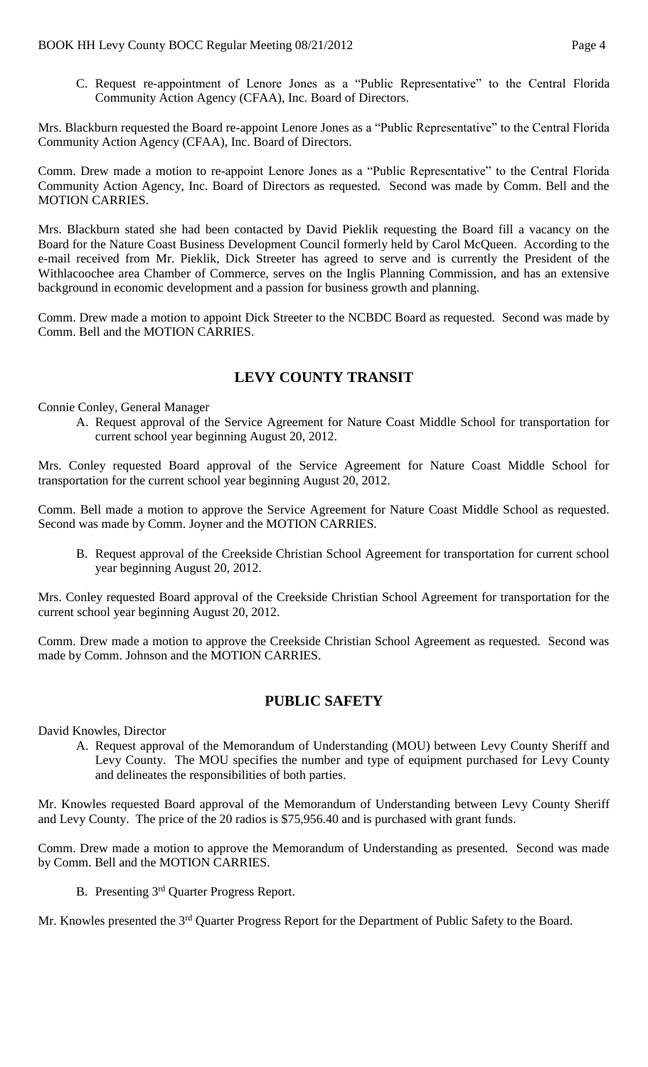C. Request re-appointment of Lenore Jones as a "Public Representative" to the Central Florida Community Action Agency (CFAA), Inc. Board of Directors.

Mrs. Blackburn requested the Board re-appoint Lenore Jones as a "Public Representative" to the Central Florida Community Action Agency (CFAA), Inc. Board of Directors.

Comm. Drew made a motion to re-appoint Lenore Jones as a "Public Representative" to the Central Florida Community Action Agency, Inc. Board of Directors as requested. Second was made by Comm. Bell and the MOTION CARRIES.

Mrs. Blackburn stated she had been contacted by David Pieklik requesting the Board fill a vacancy on the Board for the Nature Coast Business Development Council formerly held by Carol McQueen. According to the e-mail received from Mr. Pieklik, Dick Streeter has agreed to serve and is currently the President of the Withlacoochee area Chamber of Commerce, serves on the Inglis Planning Commission, and has an extensive background in economic development and a passion for business growth and planning.

Comm. Drew made a motion to appoint Dick Streeter to the NCBDC Board as requested. Second was made by Comm. Bell and the MOTION CARRIES.

## LEVY COUNTY TRANSIT

Connie Conley, General Manager

A. Request approval of the Service Agreement for Nature Coast Middle School for transportation for current school year beginning August 20, 2012.

Mrs. Conley requested Board approval of the Service Agreement for Nature Coast Middle School for transportation for the current school year beginning August 20, 2012.

Comm. Bell made a motion to approve the Service Agreement for Nature Coast Middle School as requested. Second was made by Comm. Joyner and the MOTION CARRIES.

B. Request approval of the Creekside Christian School Agreement for transportation for current school year beginning August 20, 2012.

Mrs. Conley requested Board approval of the Creekside Christian School Agreement for transportation for the current school year beginning August 20, 2012.

Comm. Drew made a motion to approve the Creekside Christian School Agreement as requested. Second was made by Comm. Johnson and the MOTION CARRIES.

## PUBLIC SAFETY

David Knowles, Director

A. Request approval of the Memorandum of Understanding (MOU) between Levy County Sheriff and Levy County. The MOU specifies the number and type of equipment purchased for Levy County and delineates the responsibilities of both parties.

Mr. Knowles requested Board approval of the Memorandum of Understanding between Levy County Sheriff and Levy County. The price of the 20 radios is $75,956.40 and is purchased with grant funds.

Comm. Drew made a motion to approve the Memorandum of Understanding as presented. Second was made by Comm. Bell and the MOTION CARRIES.

B. Presenting 3rd Quarter Progress Report.

Mr. Knowles presented the 3rd Quarter Progress Report for the Department of Public Safety to the Board.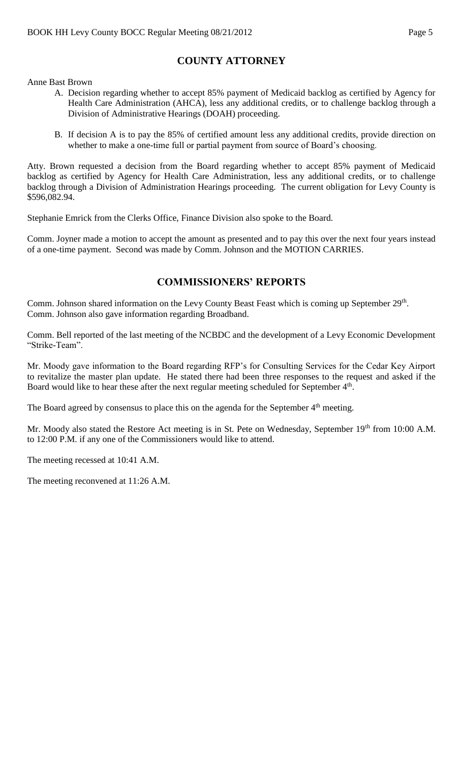## COUNTY ATTORNEY

Anne Bast Brown

A. Decision regarding whether to accept 85% payment of Medicaid backlog as certified by Agency for Health Care Administration (AHCA), less any additional credits, or to challenge backlog through a Division of Administrative Hearings (DOAH) proceeding.

B. If decision A is to pay the 85% of certified amount less any additional credits, provide direction on whether to make a one-time full or partial payment from source of Board's choosing.

Atty. Brown requested a decision from the Board regarding whether to accept 85% payment of Medicaid backlog as certified by Agency for Health Care Administration, less any additional credits, or to challenge backlog through a Division of Administration Hearings proceeding. The current obligation for Levy County is $596,082.94.

Stephanie Emrick from the Clerks Office, Finance Division also spoke to the Board.

Comm. Joyner made a motion to accept the amount as presented and to pay this over the next four years instead of a one-time payment. Second was made by Comm. Johnson and the MOTION CARRIES.

## COMMISSIONERS' REPORTS

Comm. Johnson shared information on the Levy County Beast Feast which is coming up September 29th. Comm. Johnson also gave information regarding Broadband.

Comm. Bell reported of the last meeting of the NCBDC and the development of a Levy Economic Development "Strike-Team".

Mr. Moody gave information to the Board regarding RFP's for Consulting Services for the Cedar Key Airport to revitalize the master plan update. He stated there had been three responses to the request and asked if the Board would like to hear these after the next regular meeting scheduled for September 4th.

The Board agreed by consensus to place this on the agenda for the September 4th meeting.

Mr. Moody also stated the Restore Act meeting is in St. Pete on Wednesday, September 19th from 10:00 A.M. to 12:00 P.M. if any one of the Commissioners would like to attend.

The meeting recessed at 10:41 A.M.

The meeting reconvened at 11:26 A.M.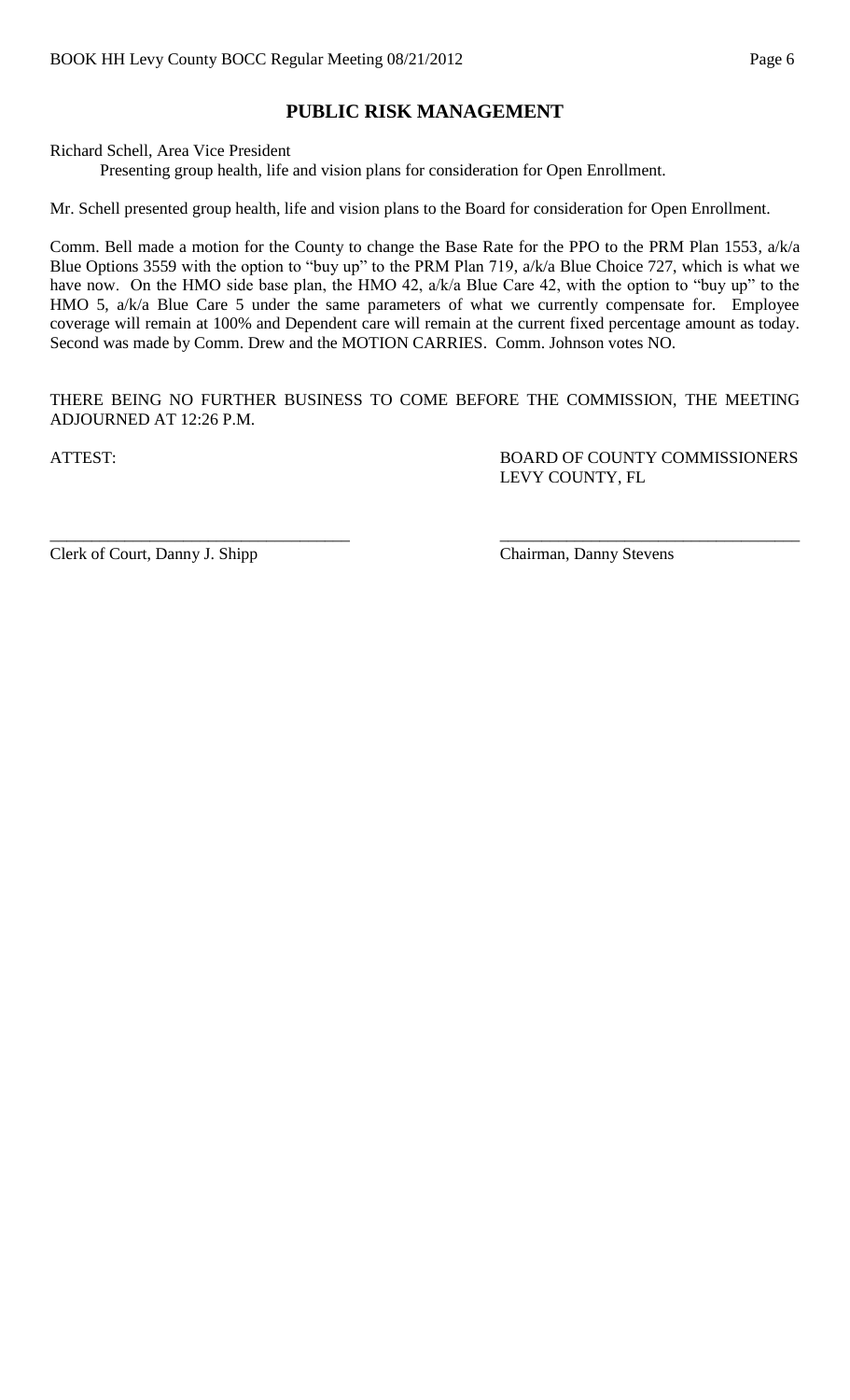## PUBLIC RISK MANAGEMENT

Richard Schell, Area Vice President

Presenting group health, life and vision plans for consideration for Open Enrollment.

Mr. Schell presented group health, life and vision plans to the Board for consideration for Open Enrollment.

Comm. Bell made a motion for the County to change the Base Rate for the PPO to the PRM Plan 1553, a/k/a Blue Options 3559 with the option to "buy up" to the PRM Plan 719, a/k/a Blue Choice 727, which is what we have now. On the HMO side base plan, the HMO 42, a/k/a Blue Care 42, with the option to "buy up" to the HMO 5, a/k/a Blue Care 5 under the same parameters of what we currently compensate for. Employee coverage will remain at 100% and Dependent care will remain at the current fixed percentage amount as today. Second was made by Comm. Drew and the MOTION CARRIES. Comm. Johnson votes NO.

THERE BEING NO FURTHER BUSINESS TO COME BEFORE THE COMMISSION, THE MEETING ADJOURNED AT 12:26 P.M.

ATTEST:

BOARD OF COUNTY COMMISSIONERS
LEVY COUNTY, FL

\_\_\_\_\_\_\_\_\_\_\_\_\_\_\_\_\_\_\_\_\_\_\_\_\_\_\_\_\_\_\_\_\_\_\_\_
Clerk of Court, Danny J. Shipp

\_\_\_\_\_\_\_\_\_\_\_\_\_\_\_\_\_\_\_\_\_\_\_\_\_\_\_\_\_\_\_\_\_\_\_\_
Chairman, Danny Stevens